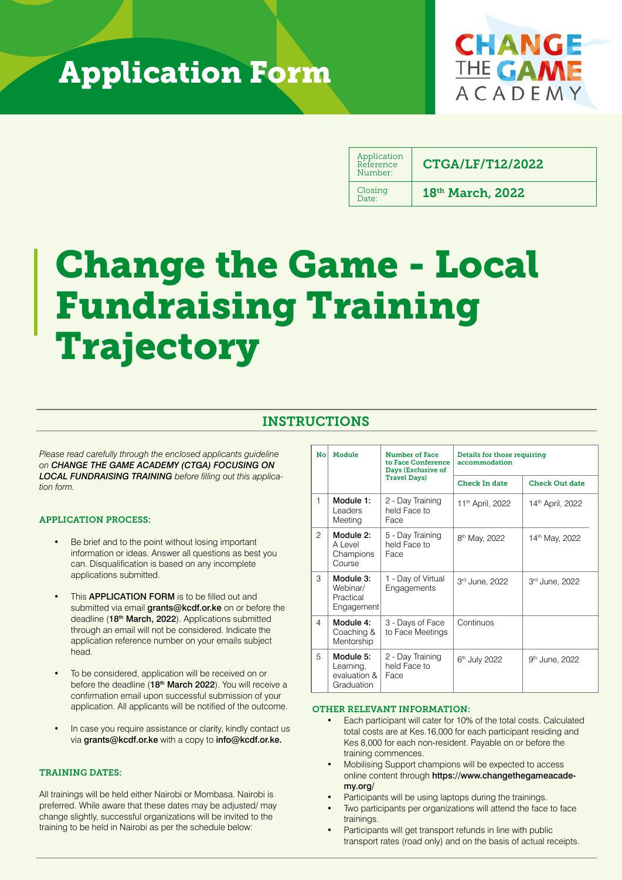# Application Form

CHANGE THE GAME ACADEMY

| Application Reference Number: | CTGA/LF/T12/2022 |
|---|---|
| Closing Date: | 18th March, 2022 |

# Change the Game - Local Fundraising Training Trajectory

## INSTRUCTIONS

*Please read carefully through the enclosed applicants guideline on **CHANGE THE GAME ACADEMY (CTGA) FOCUSING ON LOCAL FUNDRAISING TRAINING** before filling out this application form.*

### APPLICATION PROCESS:

- Be brief and to the point without losing important information or ideas. Answer all questions as best you can. Disqualification is based on any incomplete applications submitted.
- This **APPLICATION FORM** is to be filled out and submitted via email **grants@kcdf.or.ke** on or before the deadline (**18th March, 2022**). Applications submitted through an email will not be considered. Indicate the application reference number on your emails subject head.
- To be considered, application will be received on or before the deadline (**18th March 2022**). You will receive a confirmation email upon successful submission of your application. All applicants will be notified of the outcome.
- In case you require assistance or clarity, kindly contact us via **grants@kcdf.or.ke** with a copy to **info@kcdf.or.ke.**

### TRAINING DATES:

All trainings will be held either Nairobi or Mombasa. Nairobi is preferred. While aware that these dates may be adjusted/ may change slightly, successful organizations will be invited to the training to be held in Nairobi as per the schedule below:

| No | Module | Number of Face to Face Conference Days (Exclusive of Travel Days) | Details for those requiring accommodation | |
|---|---|---|---|---|
| | | | Check In date | Check Out date |
| 1 | **Module 1:** Leaders Meeting | 2 - Day Training held Face to Face | 11th April, 2022 | 14th April, 2022 |
| 2 | **Module 2:** A Level Champions Course | 5 - Day Training held Face to Face | 8th May, 2022 | 14th May, 2022 |
| 3 | **Module 3:** Webinar/ Practical Engagement | 1 - Day of Virtual Engagements | 3rd June, 2022 | 3rd June, 2022 |
| 4 | **Module 4:** Coaching & Mentorship | 3 - Days of Face to Face Meetings | Continuos | |
| 5 | **Module 5:** Learning, evaluation & Graduation | 2 - Day Training held Face to Face | 6th July 2022 | 9th June, 2022 |

### OTHER RELEVANT INFORMATION:

- Each participant will cater for 10% of the total costs. Calculated total costs are at Kes.16,000 for each participant residing and Kes 8,000 for each non-resident. Payable on or before the training commences.
- Mobilising Support champions will be expected to access online content through **https://www.changethegameacademy.org/**
- Participants will be using laptops during the trainings.
- Two participants per organizations will attend the face to face trainings.
- Participants will get transport refunds in line with public transport rates (road only) and on the basis of actual receipts.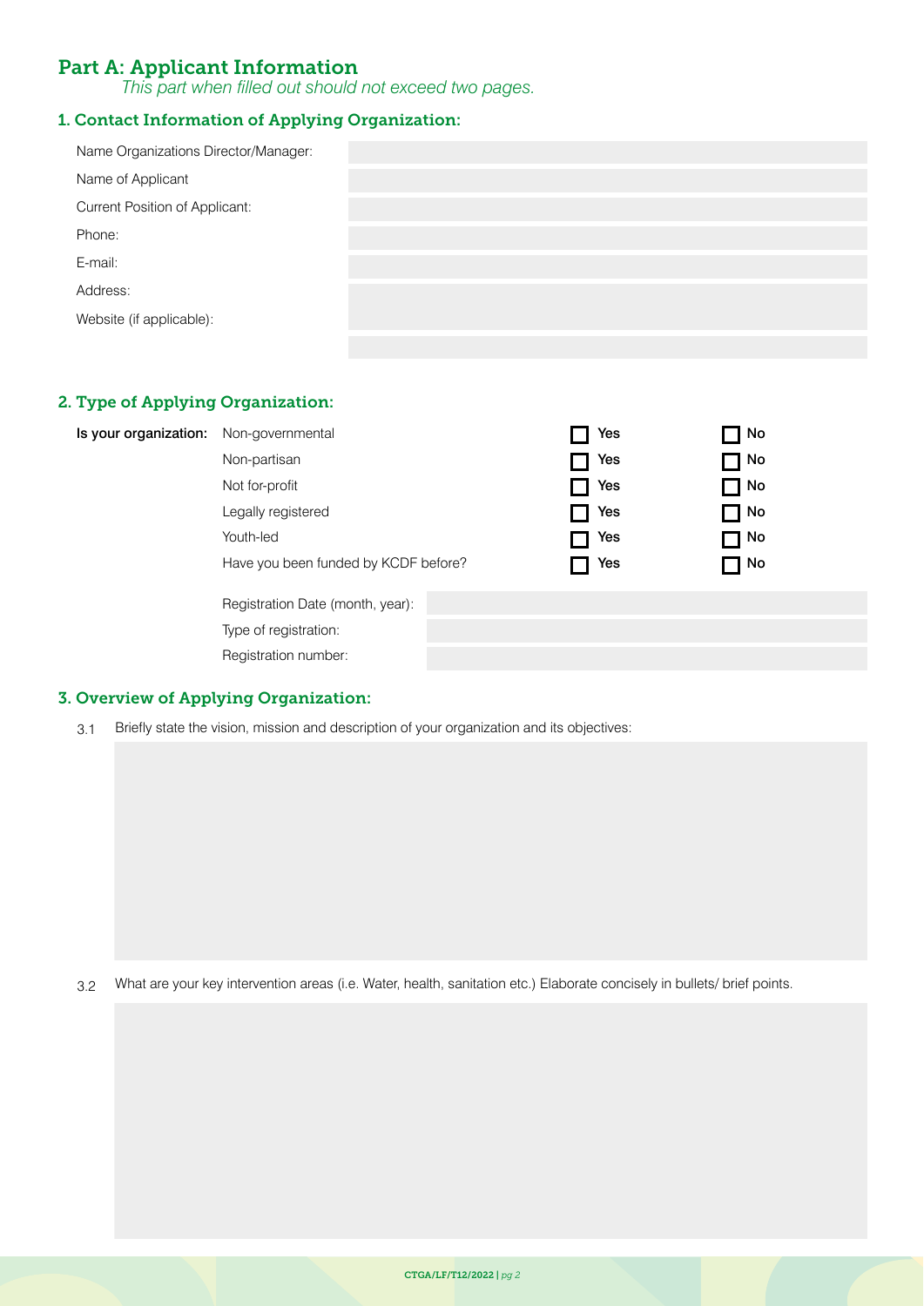## Part A: Applicant Information

*This part when filled out should not exceed two pages.*

### 1. Contact Information of Applying Organization:

| | |
|---|---|
| Name Organizations Director/Manager: | |
| Name of Applicant | |
| Current Position of Applicant: | |
| Phone: | |
| E-mail: | |
| Address: | |
| Website (if applicable): | |

### 2. Type of Applying Organization:

| **Is your organization:** | | | |
|---|---|---|---|
| | Non-governmental | ☐ **Yes** | ☐ **No** |
| | Non-partisan | ☐ **Yes** | ☐ **No** |
| | Not for-profit | ☐ **Yes** | ☐ **No** |
| | Legally registered | ☐ **Yes** | ☐ **No** |
| | Youth-led | ☐ **Yes** | ☐ **No** |
| | Have you been funded by KCDF before? | ☐ **Yes** | ☐ **No** |

| | |
|---|---|
| Registration Date (month, year): | |
| Type of registration: | |
| Registration number: | |

### 3. Overview of Applying Organization:

3.1 Briefly state the vision, mission and description of your organization and its objectives:

3.2 What are your key intervention areas (i.e. Water, health, sanitation etc.) Elaborate concisely in bullets/ brief points.

CTGA/LF/T12/2022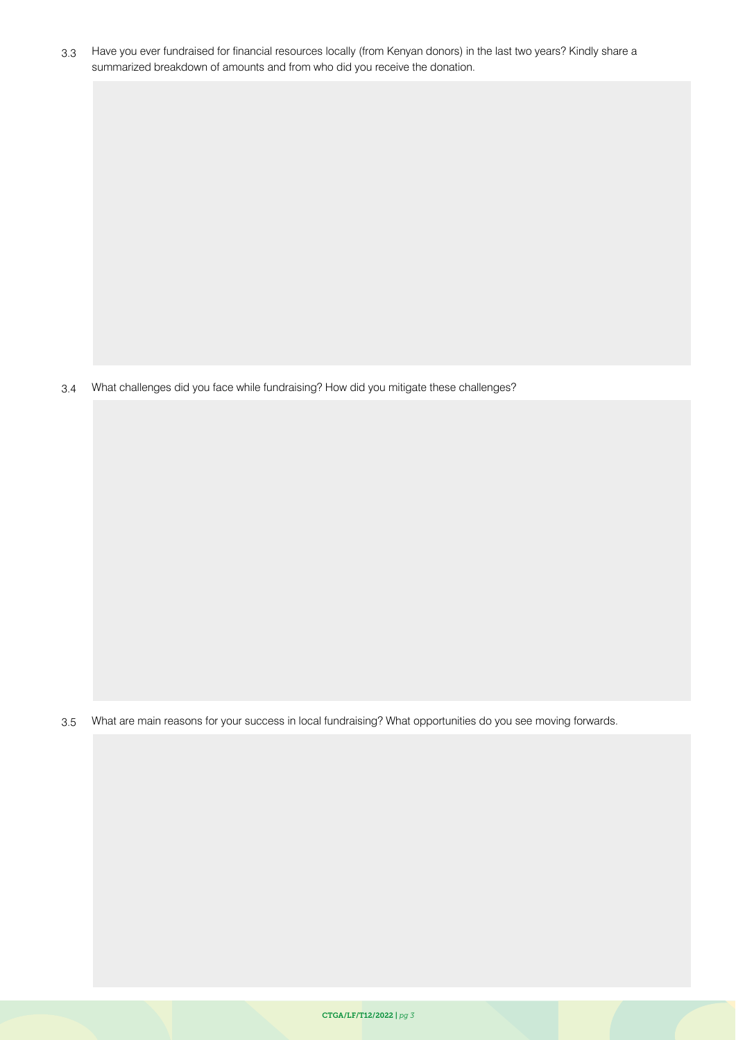3.3 Have you ever fundraised for financial resources locally (from Kenyan donors) in the last two years? Kindly share a summarized breakdown of amounts and from who did you receive the donation.

3.4 What challenges did you face while fundraising? How did you mitigate these challenges?

3.5 What are main reasons for your success in local fundraising? What opportunities do you see moving forwards.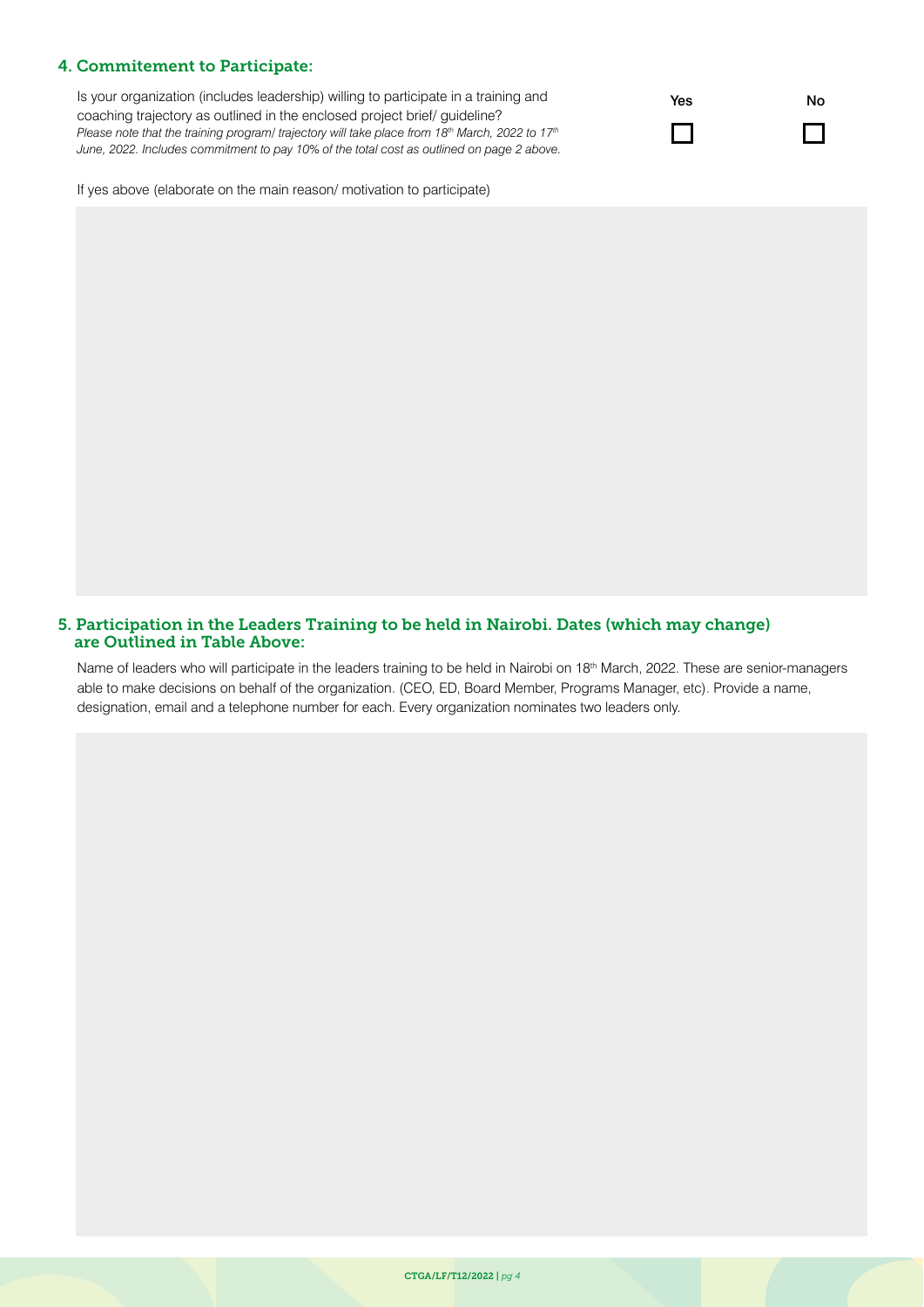### 4. Commitement to Participate:

Is your organization (includes leadership) willing to participate in a training and coaching trajectory as outlined in the enclosed project brief/ guideline?

*Please note that the training program/ trajectory will take place from 18th March, 2022 to 17th June, 2022. Includes commitment to pay 10% of the total cost as outlined on page 2 above.*

| Yes | No |
| --- | --- |
| ☐ | ☐ |

If yes above (elaborate on the main reason/ motivation to participate)

### 5. Participation in the Leaders Training to be held in Nairobi. Dates (which may change) are Outlined in Table Above:

Name of leaders who will participate in the leaders training to be held in Nairobi on 18th March, 2022. These are senior-managers able to make decisions on behalf of the organization. (CEO, ED, Board Member, Programs Manager, etc). Provide a name, designation, email and a telephone number for each. Every organization nominates two leaders only.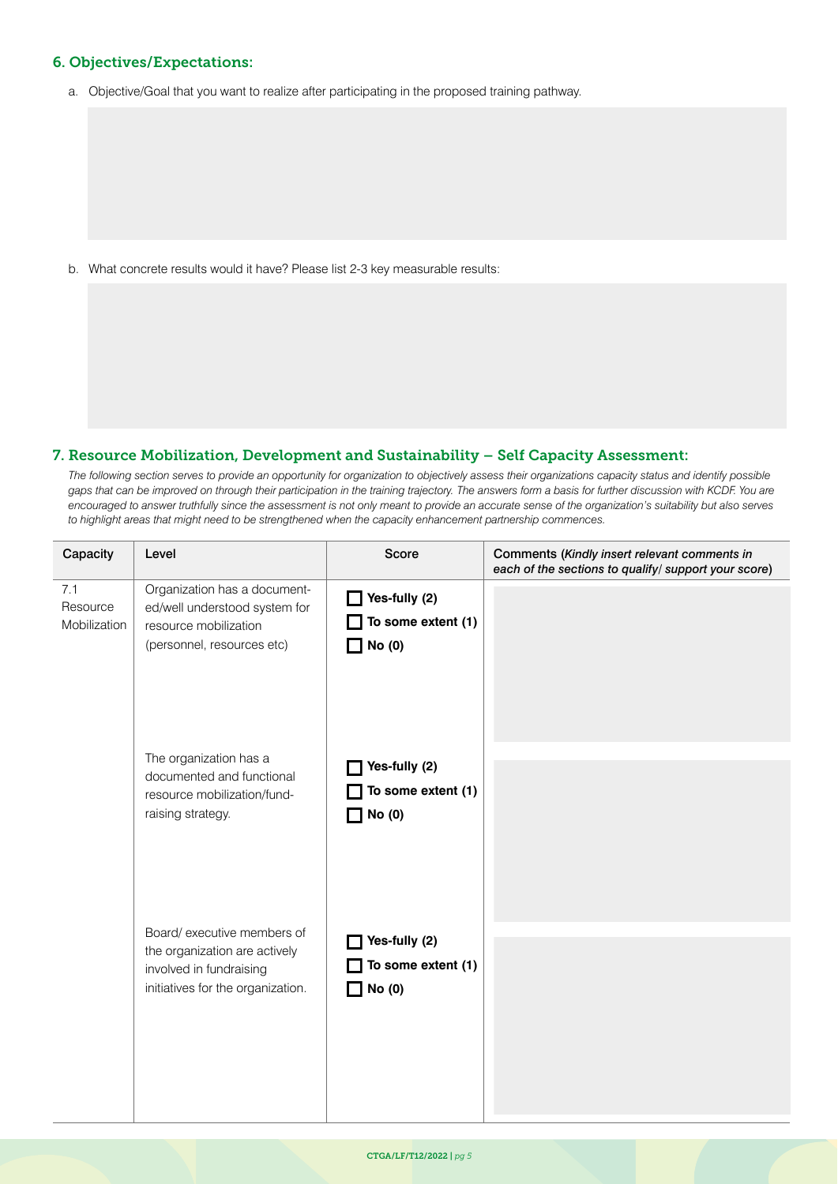## 6. Objectives/Expectations:

a. Objective/Goal that you want to realize after participating in the proposed training pathway.

b. What concrete results would it have? Please list 2-3 key measurable results:

## 7. Resource Mobilization, Development and Sustainability – Self Capacity Assessment:

*The following section serves to provide an opportunity for organization to objectively assess their organizations capacity status and identify possible gaps that can be improved on through their participation in the training trajectory. The answers form a basis for further discussion with KCDF. You are encouraged to answer truthfully since the assessment is not only meant to provide an accurate sense of the organization's suitability but also serves to highlight areas that might need to be strengthened when the capacity enhancement partnership commences.*

| Capacity | Level | Score | Comments (*Kindly insert relevant comments in each of the sections to qualify/ support your score*) |
|---|---|---|---|
| 7.1 Resource Mobilization | Organization has a documented/well understood system for resource mobilization (personnel, resources etc) | ☐ **Yes-fully (2)** ☐ **To some extent (1)** ☐ **No (0)** | |
| | The organization has a documented and functional resource mobilization/fund-raising strategy. | ☐ **Yes-fully (2)** ☐ **To some extent (1)** ☐ **No (0)** | |
| | Board/ executive members of the organization are actively involved in fundraising initiatives for the organization. | ☐ **Yes-fully (2)** ☐ **To some extent (1)** ☐ **No (0)** | |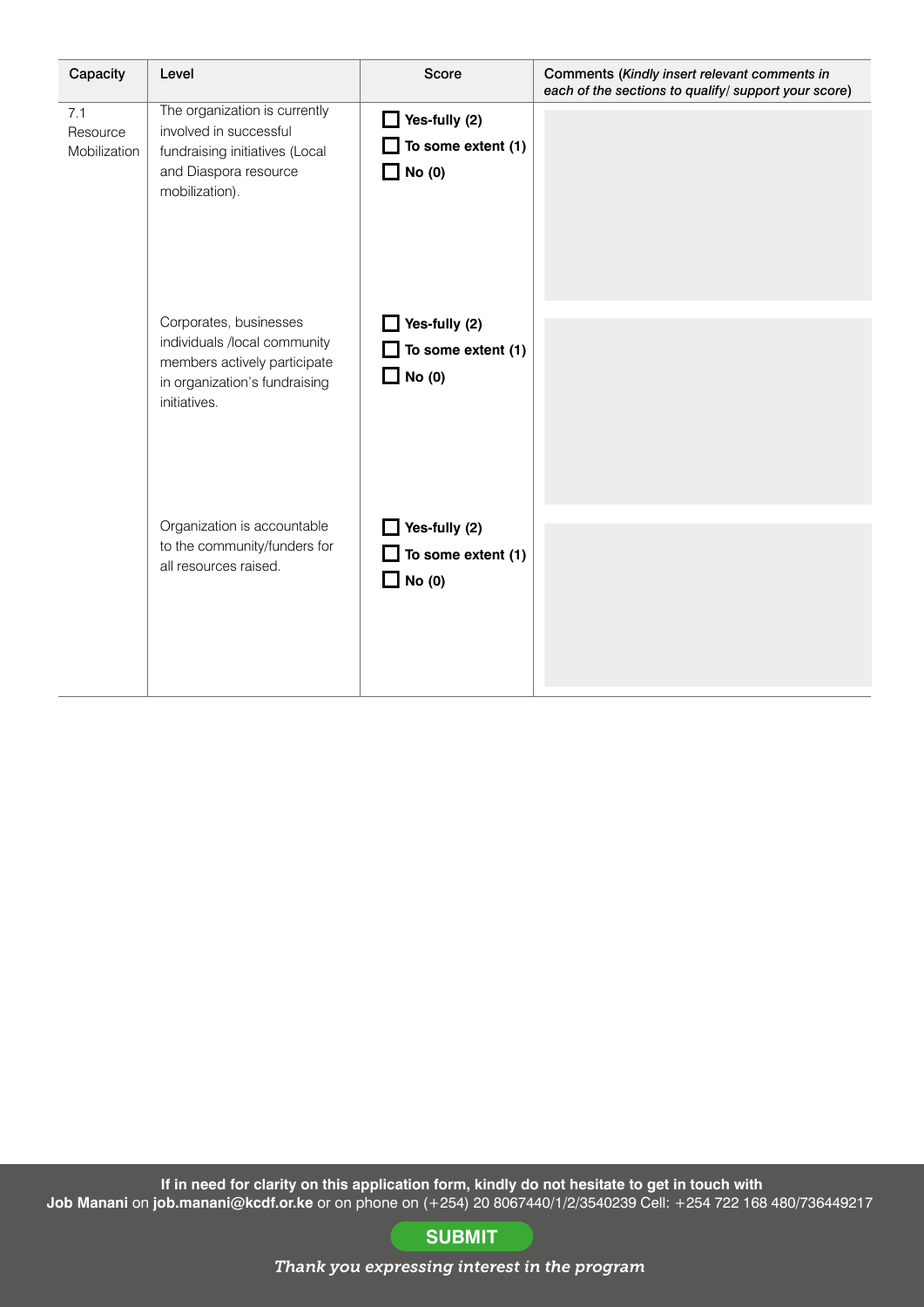| Capacity | Level | Score | Comments (*Kindly insert relevant comments in each of the sections to qualify/ support your score*) |
|---|---|---|---|
| 7.1 Resource Mobilization | The organization is currently involved in successful fundraising initiatives (Local and Diaspora resource mobilization). | ☐ **Yes-fully (2)** ☐ **To some extent (1)** ☐ **No (0)** | |
| | Corporates, businesses individuals /local community members actively participate in organization's fundraising initiatives. | ☐ **Yes-fully (2)** ☐ **To some extent (1)** ☐ **No (0)** | |
| | Organization is accountable to the community/funders for all resources raised. | ☐ **Yes-fully (2)** ☐ **To some extent (1)** ☐ **No (0)** | |

**If in need for clarity on this application form, kindly do not hesitate to get in touch with**
**Job Manani** on **job.manani@kcdf.or.ke** or on phone on (+254) 20 8067440/1/2/3540239 Cell: +254 722 168 480/736449217

**SUBMIT**

*Thank you expressing interest in the program*